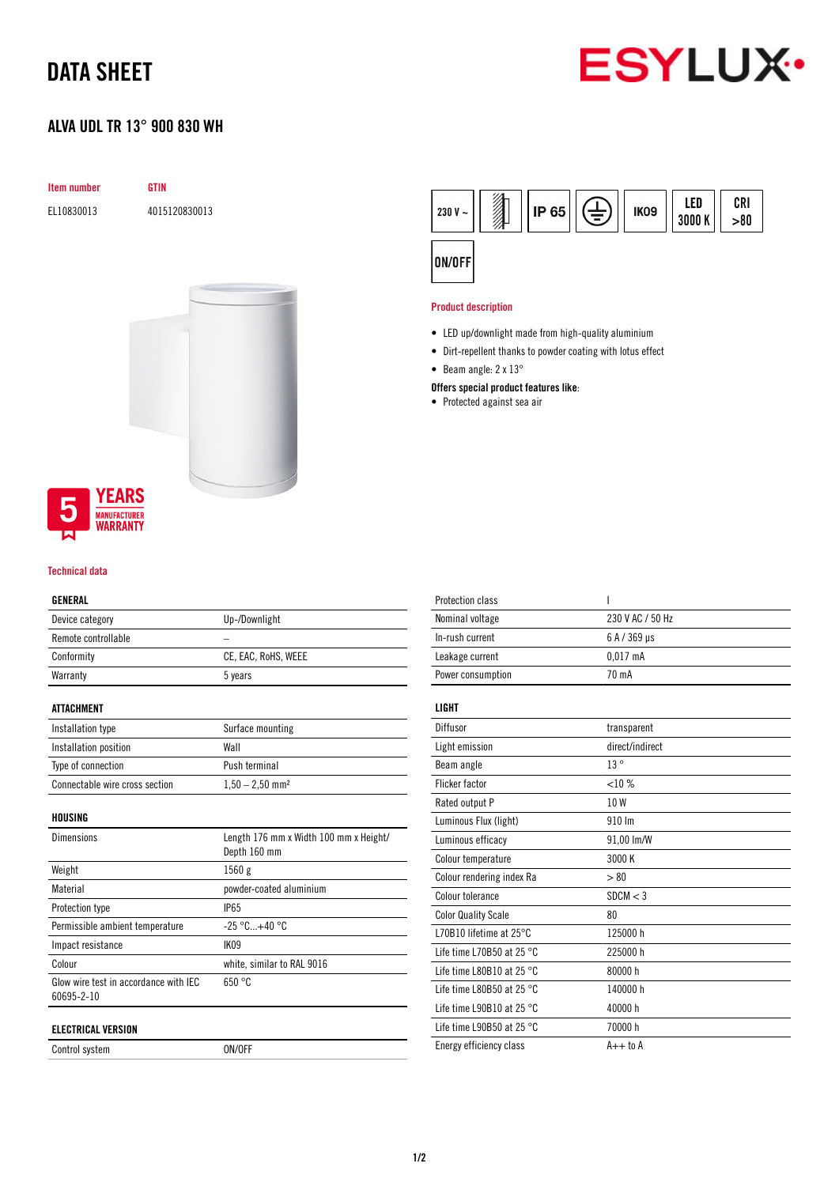# DATA SHEET

## ALVA UDL TR 13° 900 830 WH

| Item number | GTIN |
|---|---|
| EL10830013 | 4015120830013 |

230 V ~ | IP 65 | IK09 | LED 3000 K | CRI >80 | ON/OFF

5 YEARS MANUFACTURER WARRANTY

### Product description

- LED up/downlight made from high-quality aluminium
- Dirt-repellent thanks to powder coating with lotus effect
- Beam angle: 2 x 13°

**Offers special product features like:**

- Protected against sea air

### Technical data

| GENERAL | |
|---|---|
| Device category | Up-/Downlight |
| Remote controllable | – |
| Conformity | CE, EAC, RoHS, WEEE |
| Warranty | 5 years |

| ATTACHMENT | |
|---|---|
| Installation type | Surface mounting |
| Installation position | Wall |
| Type of connection | Push terminal |
| Connectable wire cross section | 1,50 – 2,50 mm² |

| HOUSING | |
|---|---|
| Dimensions | Length 176 mm x Width 100 mm x Height/ Depth 160 mm |
| Weight | 1560 g |
| Material | powder-coated aluminium |
| Protection type | IP65 |
| Permissible ambient temperature | -25 °C...+40 °C |
| Impact resistance | IK09 |
| Colour | white, similar to RAL 9016 |
| Glow wire test in accordance with IEC 60695-2-10 | 650 °C |

| ELECTRICAL VERSION | |
|---|---|
| Control system | ON/OFF |
| Protection class | I |
| Nominal voltage | 230 V AC / 50 Hz |
| In-rush current | 6 A / 369 µs |
| Leakage current | 0,017 mA |
| Power consumption | 70 mA |

| LIGHT | |
|---|---|
| Diffusor | transparent |
| Light emission | direct/indirect |
| Beam angle | 13 ° |
| Flicker factor | <10 % |
| Rated output P | 10 W |
| Luminous Flux (light) | 910 lm |
| Luminous efficacy | 91,00 lm/W |
| Colour temperature | 3000 K |
| Colour rendering index Ra | > 80 |
| Colour tolerance | SDCM < 3 |
| Color Quality Scale | 80 |
| L70B10 lifetime at 25°C | 125000 h |
| Life time L70B50 at 25 °C | 225000 h |
| Life time L80B10 at 25 °C | 80000 h |
| Life time L80B50 at 25 °C | 140000 h |
| Life time L90B10 at 25 °C | 40000 h |
| Life time L90B50 at 25 °C | 70000 h |
| Energy efficiency class | A++ to A |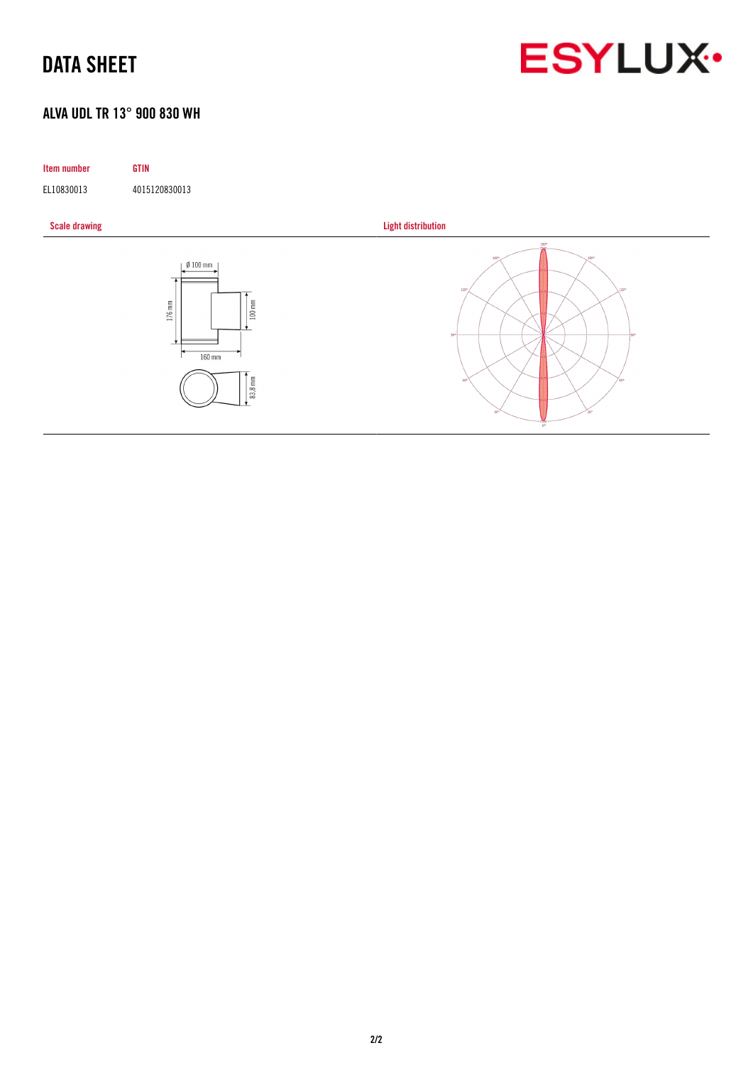# DATA SHEET

## ALVA UDL TR 13° 900 830 WH

| Item number | GTIN |
|---|---|
| EL10830013 | 4015120830013 |

**Scale drawing**

Ø 100 mm

176 mm

100 mm

160 mm

83,8 mm

**Light distribution**

180°

150°

150°

120°

120°

90°

90°

60°

60°

30°

30°

0°